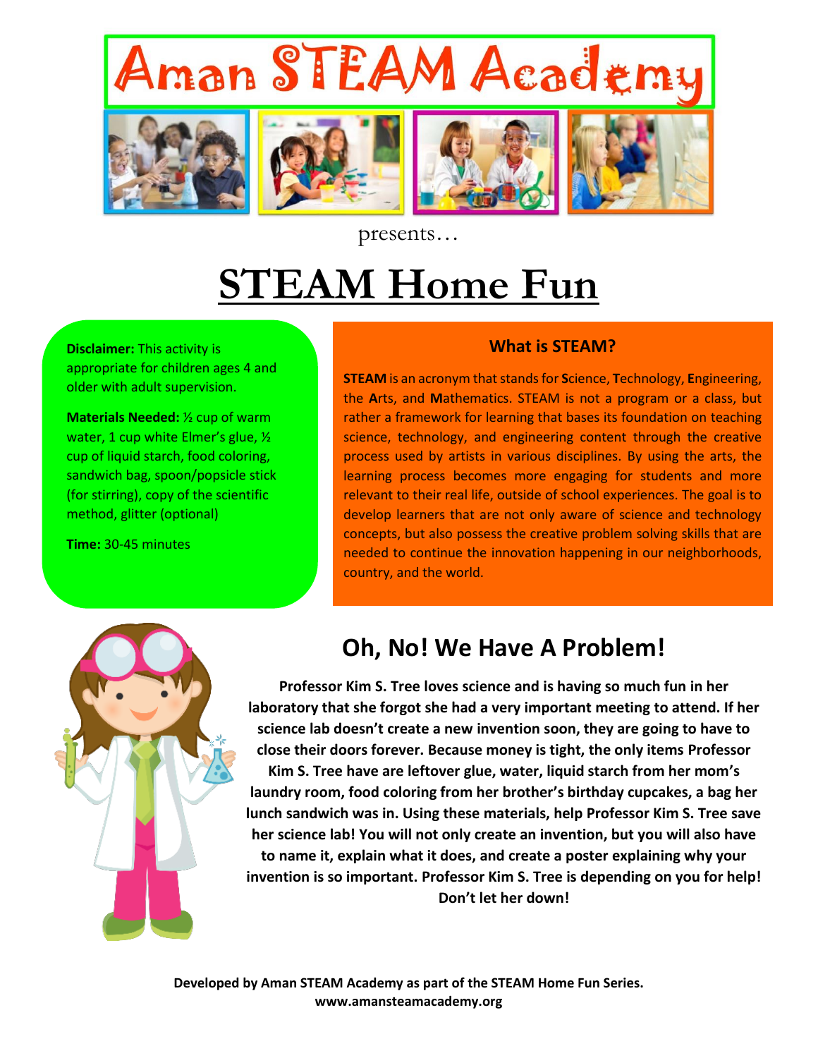# Aman STEAM Academy

presents…

# STEAM Home Fun

**Disclaimer:** This activity is appropriate for children ages 4 and older with adult supervision.

**Materials Needed:** ½ cup of warm water, 1 cup white Elmer's glue, ½ cup of liquid starch, food coloring, sandwich bag, spoon/popsicle stick (for stirring), copy of the scientific method, glitter (optional)

**Time:** 30-45 minutes

### What is STEAM?

**STEAM** is an acronym that stands for **S**cience, **T**echnology, **E**ngineering, the **A**rts, and **M**athematics. STEAM is not a program or a class, but rather a framework for learning that bases its foundation on teaching science, technology, and engineering content through the creative process used by artists in various disciplines. By using the arts, the learning process becomes more engaging for students and more relevant to their real life, outside of school experiences. The goal is to develop learners that are not only aware of science and technology concepts, but also possess the creative problem solving skills that are needed to continue the innovation happening in our neighborhoods, country, and the world.

## Oh, No! We Have A Problem!

**Professor Kim S. Tree loves science and is having so much fun in her laboratory that she forgot she had a very important meeting to attend. If her science lab doesn't create a new invention soon, they are going to have to close their doors forever. Because money is tight, the only items Professor Kim S. Tree have are leftover glue, water, liquid starch from her mom's laundry room, food coloring from her brother's birthday cupcakes, a bag her lunch sandwich was in. Using these materials, help Professor Kim S. Tree save her science lab! You will not only create an invention, but you will also have to name it, explain what it does, and create a poster explaining why your invention is so important. Professor Kim S. Tree is depending on you for help! Don't let her down!**

**Developed by Aman STEAM Academy as part of the STEAM Home Fun Series.**
**www.amansteamacademy.org**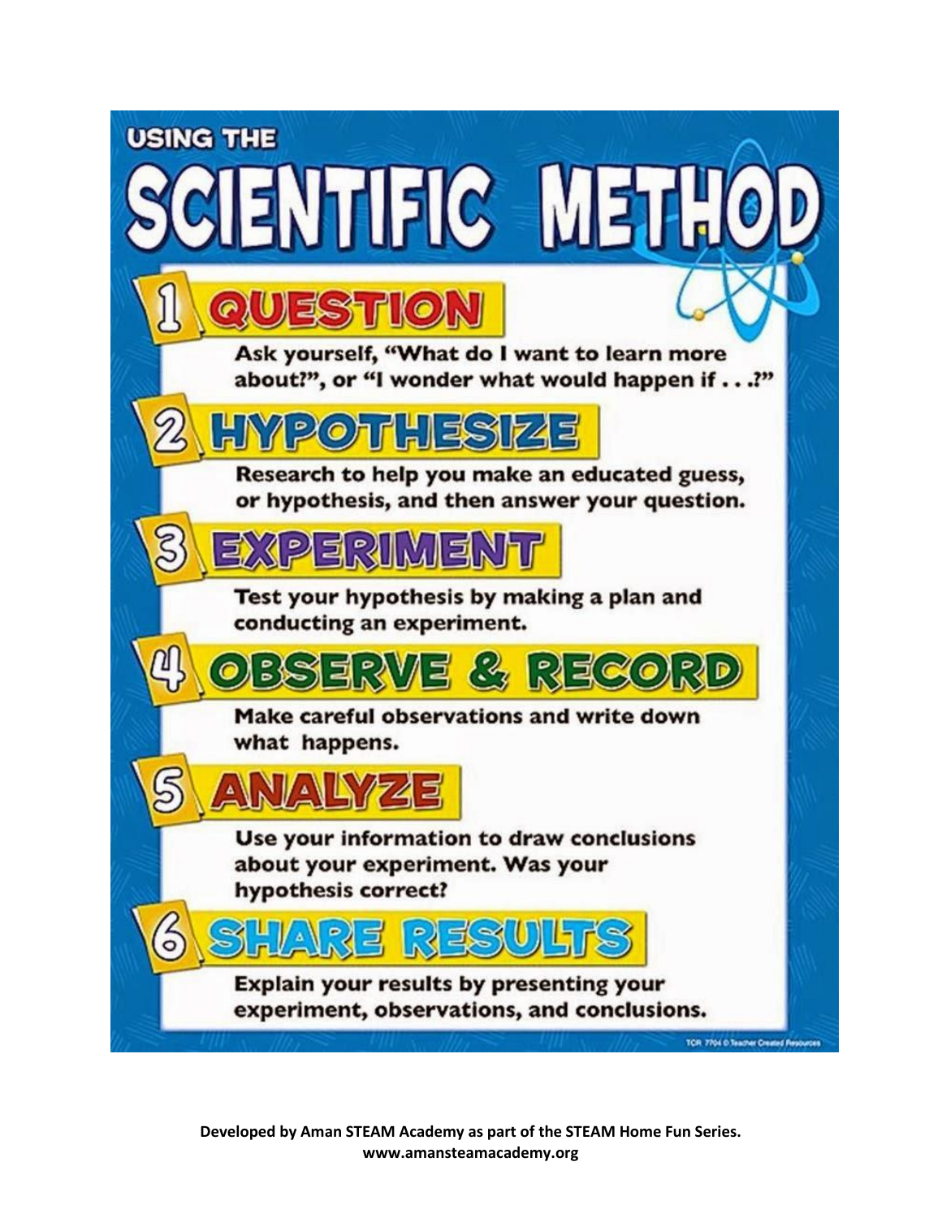USING THE

# SCIENTIFIC METHOD

## 1 QUESTION

Ask yourself, "What do I want to learn more about?", or "I wonder what would happen if . . .?"

## 2 HYPOTHESIZE

Research to help you make an educated guess, or hypothesis, and then answer your question.

## 3 EXPERIMENT

Test your hypothesis by making a plan and conducting an experiment.

## 4 OBSERVE & RECORD

Make careful observations and write down what happens.

## 5 ANALYZE

Use your information to draw conclusions about your experiment. Was your hypothesis correct?

## 6 SHARE RESULTS

Explain your results by presenting your experiment, observations, and conclusions.

TCR 7704 © Teacher Created Resources

**Developed by Aman STEAM Academy as part of the STEAM Home Fun Series.**
**www.amansteamacademy.org**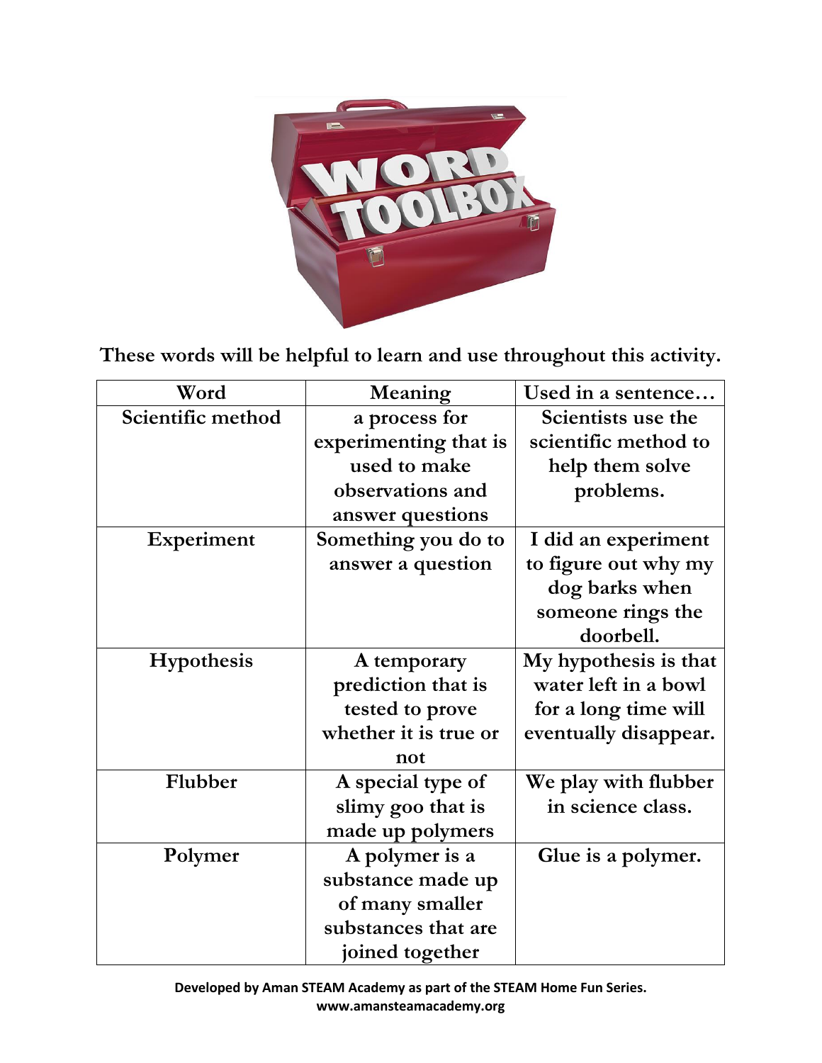**These words will be helpful to learn and use throughout this activity.**

| Word | Meaning | Used in a sentence… |
|---|---|---|
| **Scientific method** | a process for experimenting that is used to make observations and answer questions | Scientists use the scientific method to help them solve problems. |
| **Experiment** | Something you do to answer a question | I did an experiment to figure out why my dog barks when someone rings the doorbell. |
| **Hypothesis** | A temporary prediction that is tested to prove whether it is true or not | My hypothesis is that water left in a bowl for a long time will eventually disappear. |
| **Flubber** | A special type of slimy goo that is made up polymers | We play with flubber in science class. |
| **Polymer** | A polymer is a substance made up of many smaller substances that are joined together | Glue is a polymer. |

**Developed by Aman STEAM Academy as part of the STEAM Home Fun Series.**
**www.amansteamacademy.org**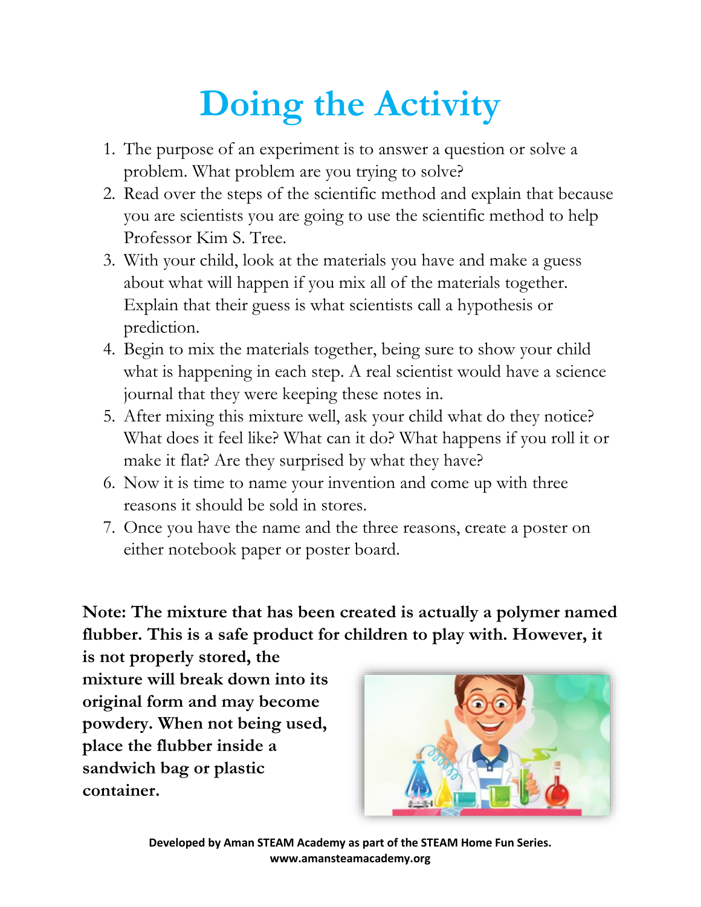# Doing the Activity

1. The purpose of an experiment is to answer a question or solve a problem. What problem are you trying to solve?
2. Read over the steps of the scientific method and explain that because you are scientists you are going to use the scientific method to help Professor Kim S. Tree.
3. With your child, look at the materials you have and make a guess about what will happen if you mix all of the materials together. Explain that their guess is what scientists call a hypothesis or prediction.
4. Begin to mix the materials together, being sure to show your child what is happening in each step. A real scientist would have a science journal that they were keeping these notes in.
5. After mixing this mixture well, ask your child what do they notice? What does it feel like? What can it do? What happens if you roll it or make it flat? Are they surprised by what they have?
6. Now it is time to name your invention and come up with three reasons it should be sold in stores.
7. Once you have the name and the three reasons, create a poster on either notebook paper or poster board.

**Note: The mixture that has been created is actually a polymer named flubber. This is a safe product for children to play with. However, it is not properly stored, the mixture will break down into its original form and may become powdery. When not being used, place the flubber inside a sandwich bag or plastic container.**

**Developed by Aman STEAM Academy as part of the STEAM Home Fun Series.**
**www.amansteamacademy.org**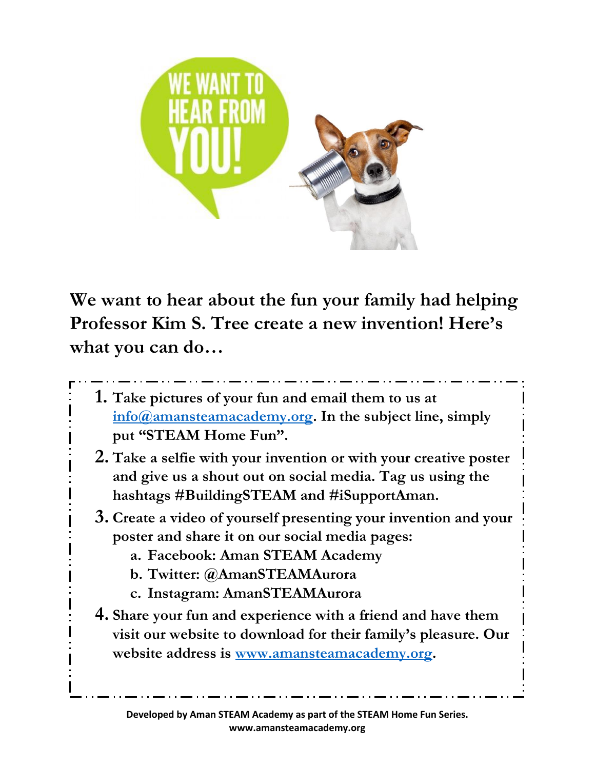**We want to hear about the fun your family had helping Professor Kim S. Tree create a new invention! Here's what you can do…**

1. **Take pictures of your fun and email them to us at [info@amansteamacademy.org](mailto:info@amansteamacademy.org). In the subject line, simply put "STEAM Home Fun".**
2. **Take a selfie with your invention or with your creative poster and give us a shout out on social media. Tag us using the hashtags #BuildingSTEAM and #iSupportAman.**
3. **Create a video of yourself presenting your invention and your poster and share it on our social media pages:**
   a. **Facebook: Aman STEAM Academy**
   b. **Twitter: @AmanSTEAMAurora**
   c. **Instagram: AmanSTEAMAurora**
4. **Share your fun and experience with a friend and have them visit our website to download for their family's pleasure. Our website address is [www.amansteamacademy.org](http://www.amansteamacademy.org).**

**Developed by Aman STEAM Academy as part of the STEAM Home Fun Series.**
**www.amansteamacademy.org**